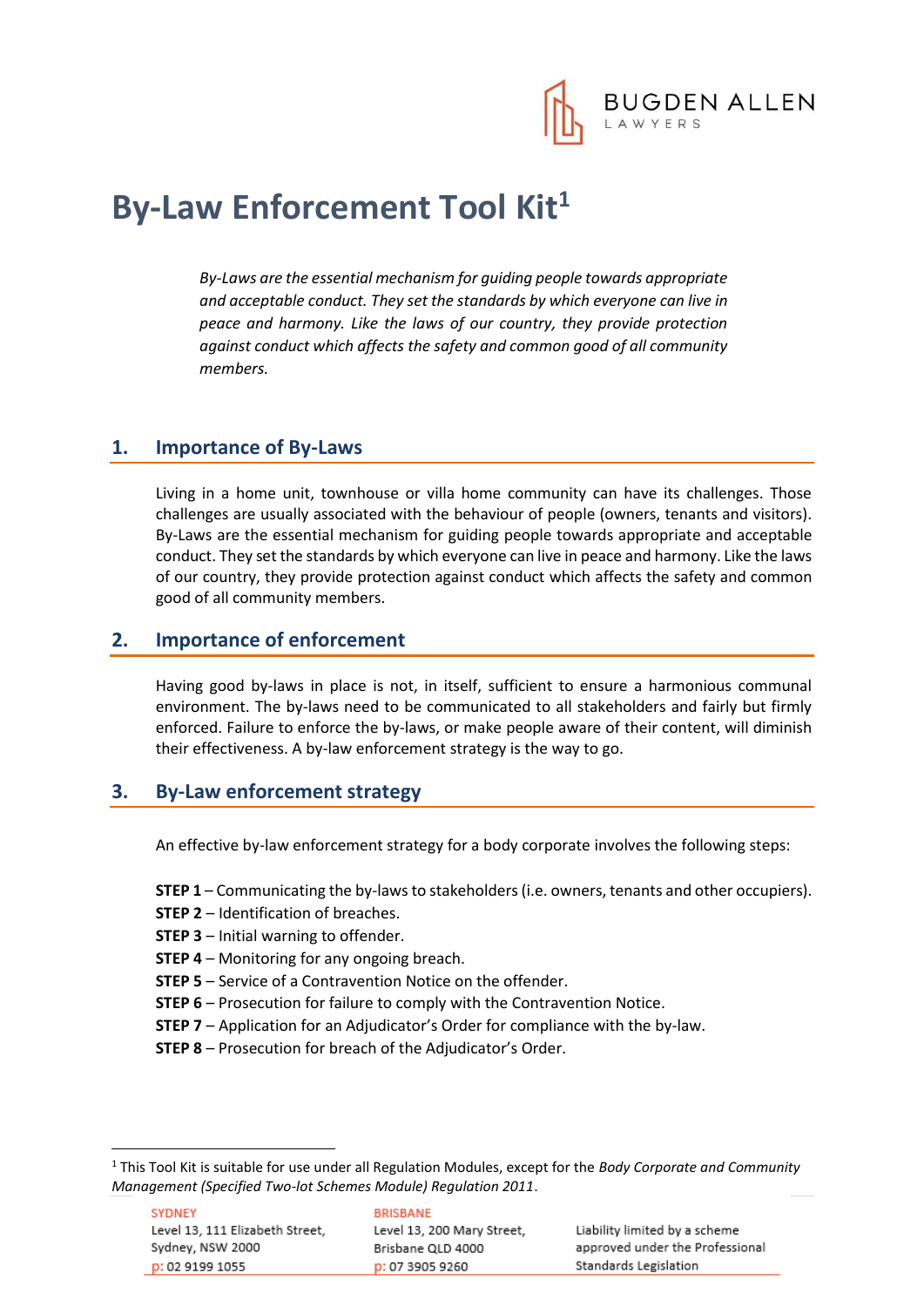BUGDEN ALLEN
LAWYERS

# By-Law Enforcement Tool Kit[1]

*By-Laws are the essential mechanism for guiding people towards appropriate and acceptable conduct. They set the standards by which everyone can live in peace and harmony. Like the laws of our country, they provide protection against conduct which affects the safety and common good of all community members.*

## 1. Importance of By-Laws

Living in a home unit, townhouse or villa home community can have its challenges. Those challenges are usually associated with the behaviour of people (owners, tenants and visitors). By-Laws are the essential mechanism for guiding people towards appropriate and acceptable conduct. They set the standards by which everyone can live in peace and harmony. Like the laws of our country, they provide protection against conduct which affects the safety and common good of all community members.

## 2. Importance of enforcement

Having good by-laws in place is not, in itself, sufficient to ensure a harmonious communal environment. The by-laws need to be communicated to all stakeholders and fairly but firmly enforced. Failure to enforce the by-laws, or make people aware of their content, will diminish their effectiveness. A by-law enforcement strategy is the way to go.

## 3. By-Law enforcement strategy

An effective by-law enforcement strategy for a body corporate involves the following steps:

**STEP 1** – Communicating the by-laws to stakeholders (i.e. owners, tenants and other occupiers).
**STEP 2** – Identification of breaches.
**STEP 3** – Initial warning to offender.
**STEP 4** – Monitoring for any ongoing breach.
**STEP 5** – Service of a Contravention Notice on the offender.
**STEP 6** – Prosecution for failure to comply with the Contravention Notice.
**STEP 7** – Application for an Adjudicator's Order for compliance with the by-law.
**STEP 8** – Prosecution for breach of the Adjudicator's Order.

[1] This Tool Kit is suitable for use under all Regulation Modules, except for the *Body Corporate and Community Management (Specified Two-lot Schemes Module) Regulation 2011*.

SYDNEY
Level 13, 111 Elizabeth Street,
Sydney, NSW 2000
p: 02 9199 1055

BRISBANE
Level 13, 200 Mary Street,
Brisbane QLD 4000
p: 07 3905 9260

Liability limited by a scheme approved under the Professional Standards Legislation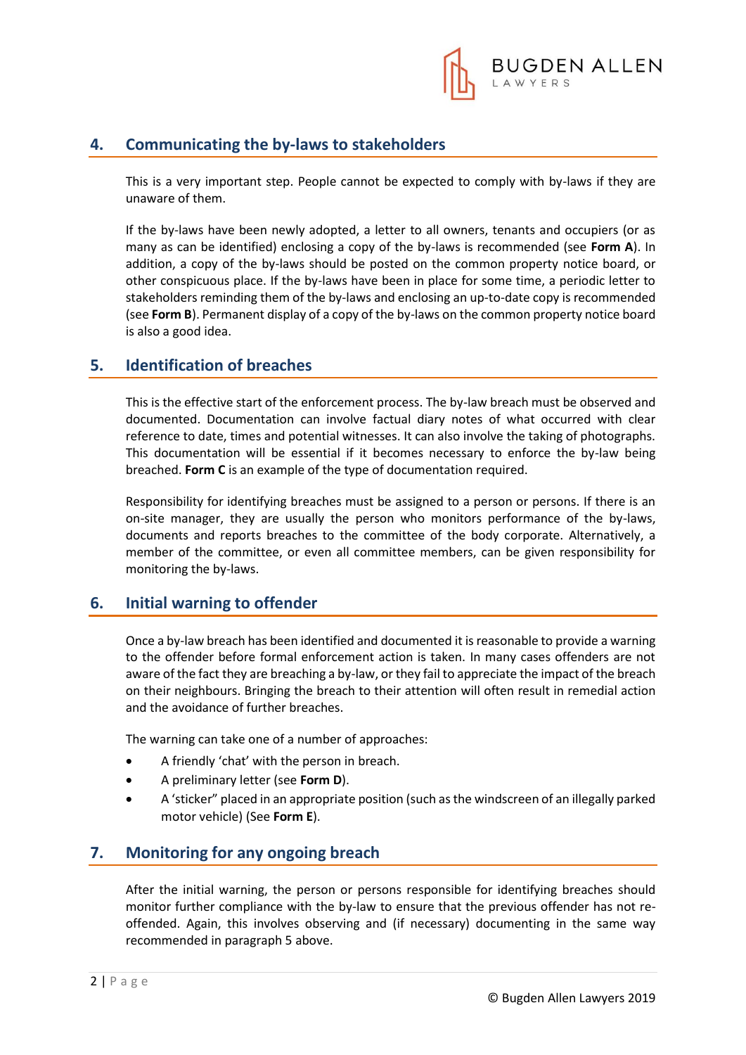## 4. Communicating the by-laws to stakeholders

This is a very important step. People cannot be expected to comply with by-laws if they are unaware of them.

If the by-laws have been newly adopted, a letter to all owners, tenants and occupiers (or as many as can be identified) enclosing a copy of the by-laws is recommended (see **Form A**). In addition, a copy of the by-laws should be posted on the common property notice board, or other conspicuous place. If the by-laws have been in place for some time, a periodic letter to stakeholders reminding them of the by-laws and enclosing an up-to-date copy is recommended (see **Form B**). Permanent display of a copy of the by-laws on the common property notice board is also a good idea.

## 5. Identification of breaches

This is the effective start of the enforcement process. The by-law breach must be observed and documented. Documentation can involve factual diary notes of what occurred with clear reference to date, times and potential witnesses. It can also involve the taking of photographs. This documentation will be essential if it becomes necessary to enforce the by-law being breached. **Form C** is an example of the type of documentation required.

Responsibility for identifying breaches must be assigned to a person or persons. If there is an on-site manager, they are usually the person who monitors performance of the by-laws, documents and reports breaches to the committee of the body corporate. Alternatively, a member of the committee, or even all committee members, can be given responsibility for monitoring the by-laws.

## 6. Initial warning to offender

Once a by-law breach has been identified and documented it is reasonable to provide a warning to the offender before formal enforcement action is taken. In many cases offenders are not aware of the fact they are breaching a by-law, or they fail to appreciate the impact of the breach on their neighbours. Bringing the breach to their attention will often result in remedial action and the avoidance of further breaches.

The warning can take one of a number of approaches:

- A friendly 'chat' with the person in breach.
- A preliminary letter (see **Form D**).
- A 'sticker" placed in an appropriate position (such as the windscreen of an illegally parked motor vehicle) (See **Form E**).

## 7. Monitoring for any ongoing breach

After the initial warning, the person or persons responsible for identifying breaches should monitor further compliance with the by-law to ensure that the previous offender has not re-offended. Again, this involves observing and (if necessary) documenting in the same way recommended in paragraph 5 above.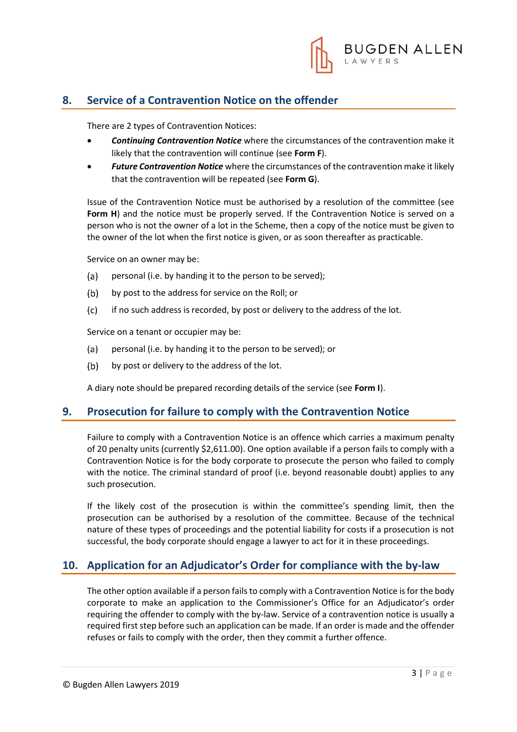## 8. Service of a Contravention Notice on the offender

There are 2 types of Contravention Notices:

- ***Continuing Contravention Notice*** where the circumstances of the contravention make it likely that the contravention will continue (see **Form F**).
- ***Future Contravention Notice*** where the circumstances of the contravention make it likely that the contravention will be repeated (see **Form G**).

Issue of the Contravention Notice must be authorised by a resolution of the committee (see **Form H**) and the notice must be properly served. If the Contravention Notice is served on a person who is not the owner of a lot in the Scheme, then a copy of the notice must be given to the owner of the lot when the first notice is given, or as soon thereafter as practicable.

Service on an owner may be:

(a) personal (i.e. by handing it to the person to be served);

(b) by post to the address for service on the Roll; or

(c) if no such address is recorded, by post or delivery to the address of the lot.

Service on a tenant or occupier may be:

(a) personal (i.e. by handing it to the person to be served); or

(b) by post or delivery to the address of the lot.

A diary note should be prepared recording details of the service (see **Form I**).

## 9. Prosecution for failure to comply with the Contravention Notice

Failure to comply with a Contravention Notice is an offence which carries a maximum penalty of 20 penalty units (currently $2,611.00). One option available if a person fails to comply with a Contravention Notice is for the body corporate to prosecute the person who failed to comply with the notice. The criminal standard of proof (i.e. beyond reasonable doubt) applies to any such prosecution.

If the likely cost of the prosecution is within the committee's spending limit, then the prosecution can be authorised by a resolution of the committee. Because of the technical nature of these types of proceedings and the potential liability for costs if a prosecution is not successful, the body corporate should engage a lawyer to act for it in these proceedings.

## 10. Application for an Adjudicator's Order for compliance with the by-law

The other option available if a person fails to comply with a Contravention Notice is for the body corporate to make an application to the Commissioner's Office for an Adjudicator's order requiring the offender to comply with the by-law. Service of a contravention notice is usually a required first step before such an application can be made. If an order is made and the offender refuses or fails to comply with the order, then they commit a further offence.

© Bugden Allen Lawyers 2019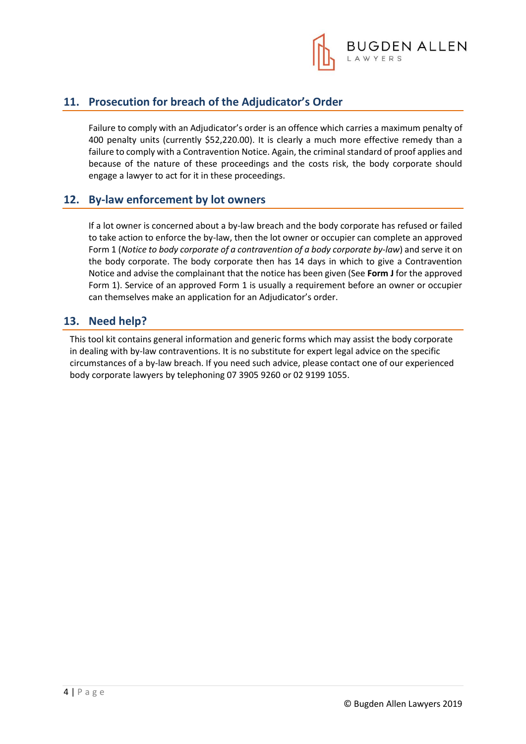## 11. Prosecution for breach of the Adjudicator's Order

Failure to comply with an Adjudicator's order is an offence which carries a maximum penalty of 400 penalty units (currently $52,220.00). It is clearly a much more effective remedy than a failure to comply with a Contravention Notice. Again, the criminal standard of proof applies and because of the nature of these proceedings and the costs risk, the body corporate should engage a lawyer to act for it in these proceedings.

## 12. By-law enforcement by lot owners

If a lot owner is concerned about a by-law breach and the body corporate has refused or failed to take action to enforce the by-law, then the lot owner or occupier can complete an approved Form 1 (*Notice to body corporate of a contravention of a body corporate by-law*) and serve it on the body corporate. The body corporate then has 14 days in which to give a Contravention Notice and advise the complainant that the notice has been given (See **Form J** for the approved Form 1). Service of an approved Form 1 is usually a requirement before an owner or occupier can themselves make an application for an Adjudicator's order.

## 13. Need help?

This tool kit contains general information and generic forms which may assist the body corporate in dealing with by-law contraventions. It is no substitute for expert legal advice on the specific circumstances of a by-law breach. If you need such advice, please contact one of our experienced body corporate lawyers by telephoning 07 3905 9260 or 02 9199 1055.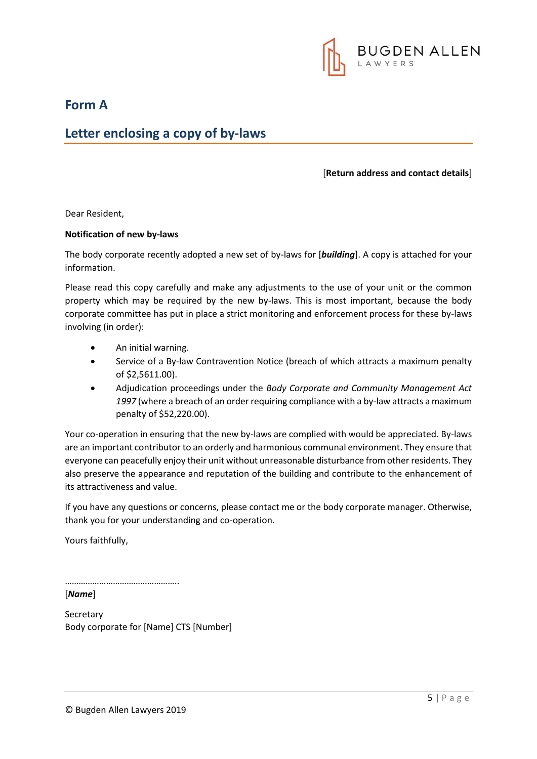# Form A

## Letter enclosing a copy of by-laws

[**Return address and contact details**]

Dear Resident,

**Notification of new by-laws**

The body corporate recently adopted a new set of by-laws for [***building***]. A copy is attached for your information.

Please read this copy carefully and make any adjustments to the use of your unit or the common property which may be required by the new by-laws. This is most important, because the body corporate committee has put in place a strict monitoring and enforcement process for these by-laws involving (in order):

- An initial warning.
- Service of a By-law Contravention Notice (breach of which attracts a maximum penalty of $2,5611.00).
- Adjudication proceedings under the *Body Corporate and Community Management Act 1997* (where a breach of an order requiring compliance with a by-law attracts a maximum penalty of $52,220.00).

Your co-operation in ensuring that the new by-laws are complied with would be appreciated. By-laws are an important contributor to an orderly and harmonious communal environment. They ensure that everyone can peacefully enjoy their unit without unreasonable disturbance from other residents. They also preserve the appearance and reputation of the building and contribute to the enhancement of its attractiveness and value.

If you have any questions or concerns, please contact me or the body corporate manager. Otherwise, thank you for your understanding and co-operation.

Yours faithfully,

…………………………………………..

[***Name***]

Secretary
Body corporate for [Name] CTS [Number]

© Bugden Allen Lawyers 2019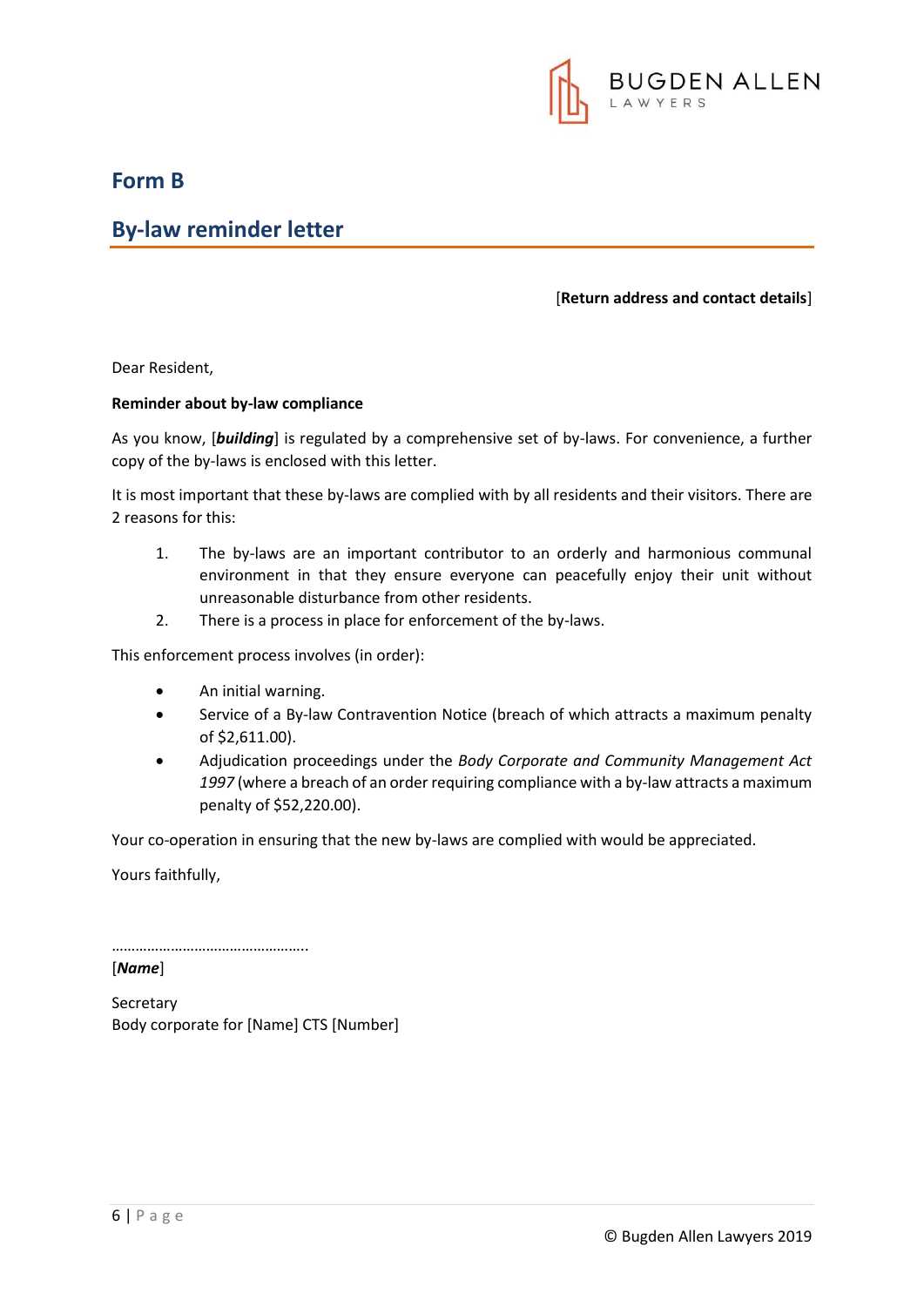# Form B

## By-law reminder letter

[**Return address and contact details**]

Dear Resident,

**Reminder about by-law compliance**

As you know, [***building***] is regulated by a comprehensive set of by-laws. For convenience, a further copy of the by-laws is enclosed with this letter.

It is most important that these by-laws are complied with by all residents and their visitors. There are 2 reasons for this:

1. The by-laws are an important contributor to an orderly and harmonious communal environment in that they ensure everyone can peacefully enjoy their unit without unreasonable disturbance from other residents.
2. There is a process in place for enforcement of the by-laws.

This enforcement process involves (in order):

- An initial warning.
- Service of a By-law Contravention Notice (breach of which attracts a maximum penalty of $2,611.00).
- Adjudication proceedings under the *Body Corporate and Community Management Act 1997* (where a breach of an order requiring compliance with a by-law attracts a maximum penalty of $52,220.00).

Your co-operation in ensuring that the new by-laws are complied with would be appreciated.

Yours faithfully,

…………………………………………..

[***Name***]

Secretary
Body corporate for [Name] CTS [Number]

© Bugden Allen Lawyers 2019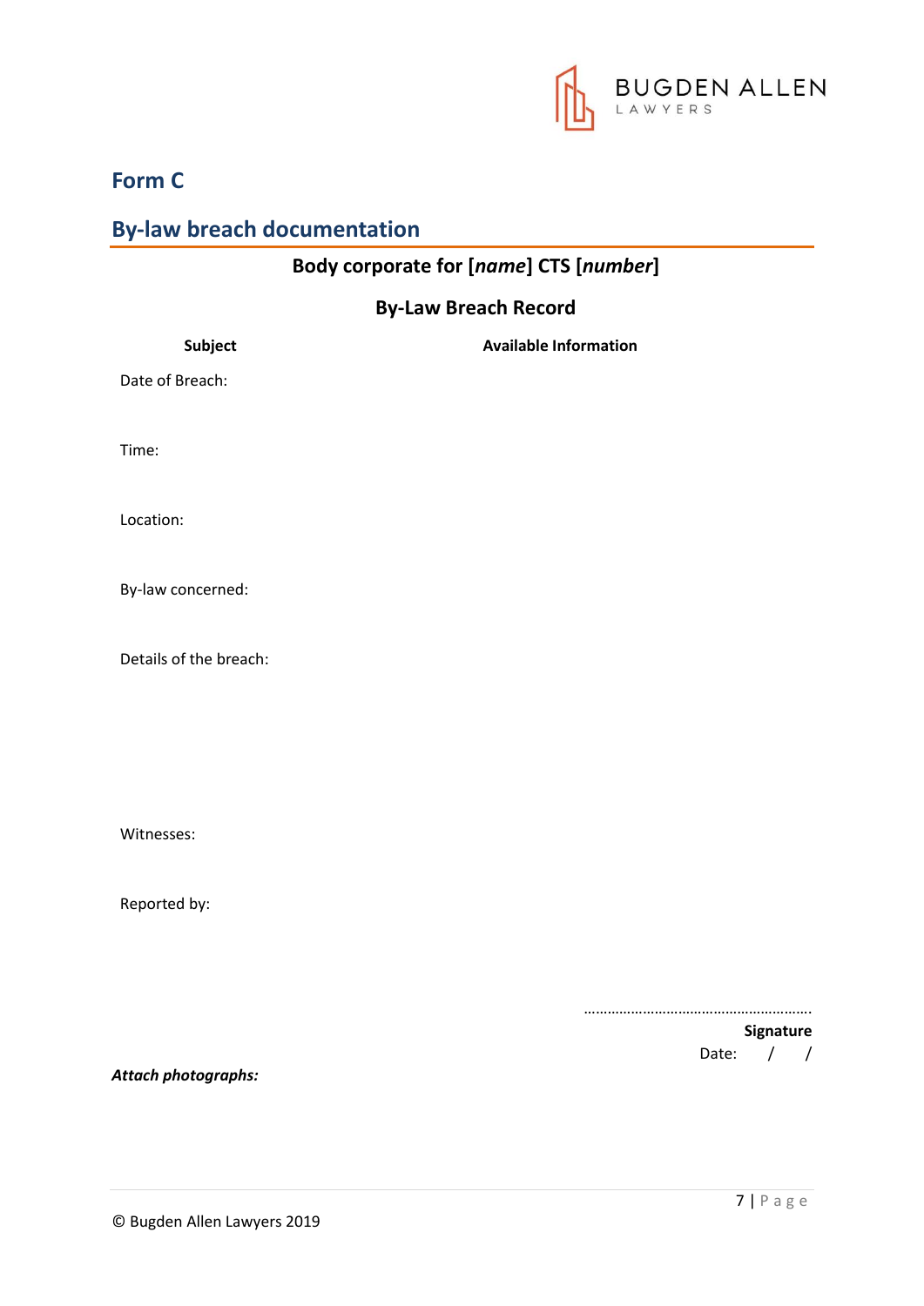## Form C

## By-law breach documentation

**Body corporate for [*name*] CTS [*number*]**

**By-Law Breach Record**

| Subject | Available Information |
| --- | --- |
| Date of Breach: | |
| Time: | |
| Location: | |
| By-law concerned: | |
| Details of the breach: | |
| Witnesses: | |
| Reported by: | |

…………………………………………………

**Signature**

Date: / /

***Attach photographs:***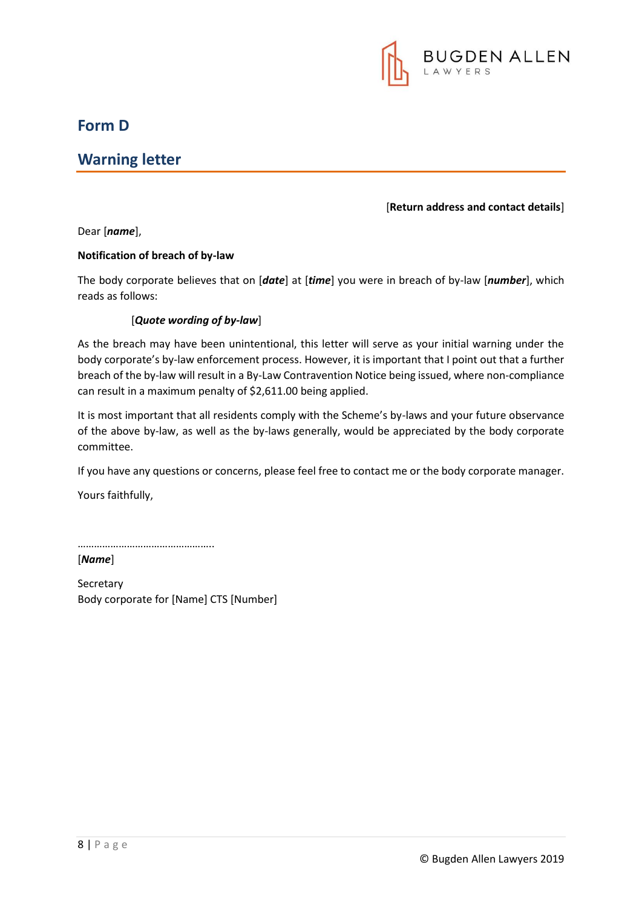# Form D

## Warning letter

[**Return address and contact details**]

Dear [***name***],

**Notification of breach of by-law**

The body corporate believes that on [***date***] at [***time***] you were in breach of by-law [***number***], which reads as follows:

> [***Quote wording of by-law***]

As the breach may have been unintentional, this letter will serve as your initial warning under the body corporate's by-law enforcement process. However, it is important that I point out that a further breach of the by-law will result in a By-Law Contravention Notice being issued, where non-compliance can result in a maximum penalty of $2,611.00 being applied.

It is most important that all residents comply with the Scheme's by-laws and your future observance of the above by-law, as well as the by-laws generally, would be appreciated by the body corporate committee.

If you have any questions or concerns, please feel free to contact me or the body corporate manager.

Yours faithfully,

…………………………………………..

[***Name***]

Secretary
Body corporate for [Name] CTS [Number]

© Bugden Allen Lawyers 2019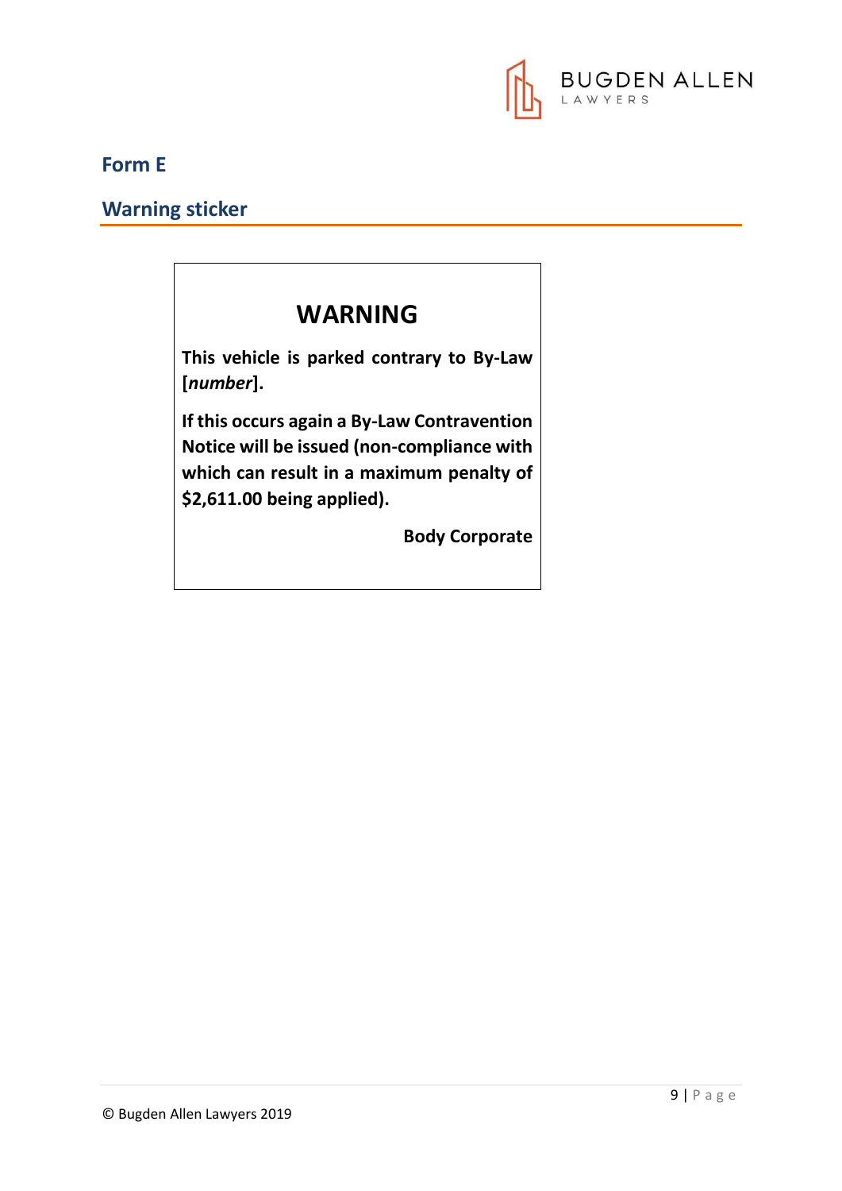## Form E

## Warning sticker

# WARNING

**This vehicle is parked contrary to By-Law [*number*].**

**If this occurs again a By-Law Contravention Notice will be issued (non-compliance with which can result in a maximum penalty of $2,611.00 being applied).**

**Body Corporate**

© Bugden Allen Lawyers 2019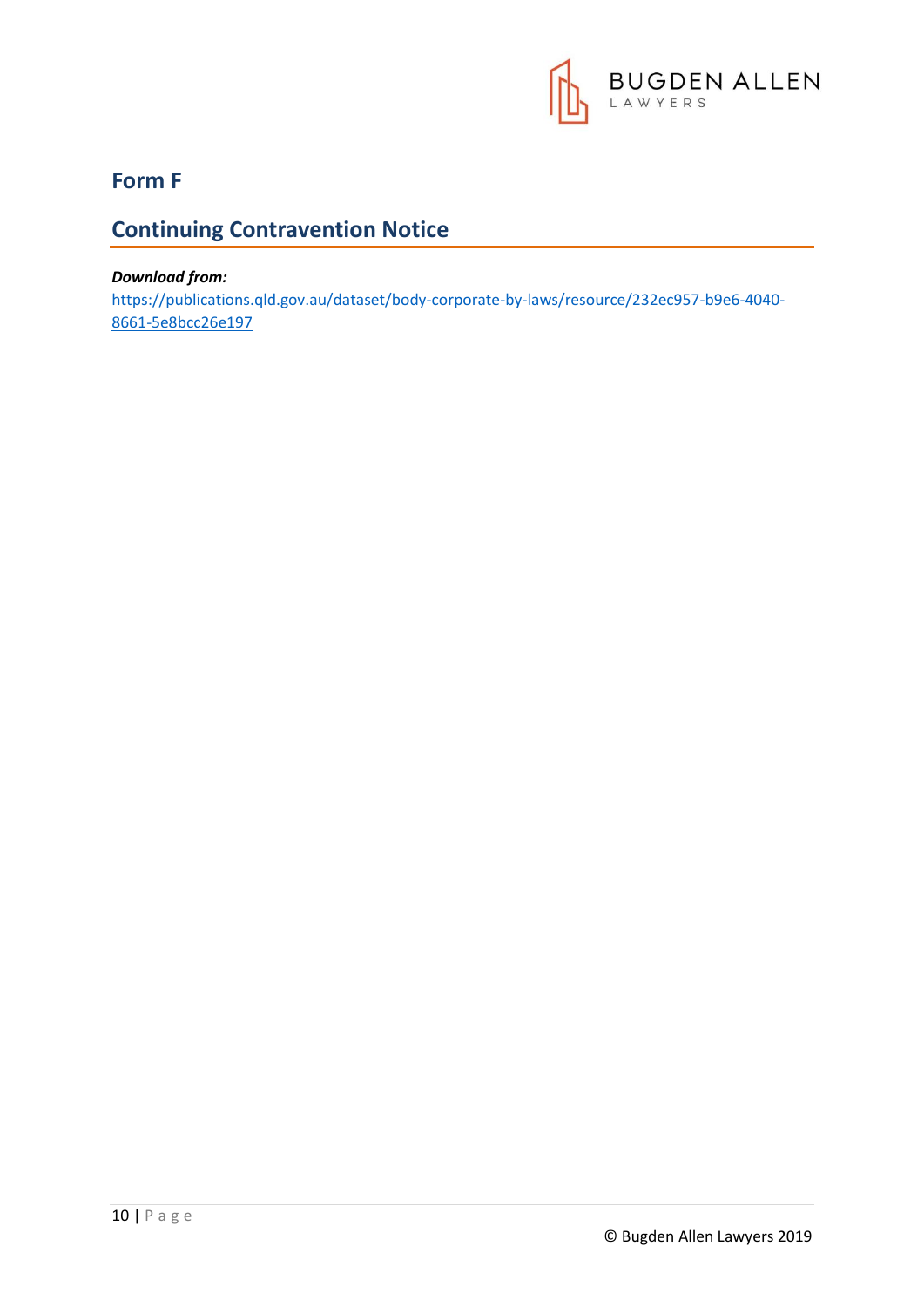## Form F

## Continuing Contravention Notice

***Download from:***
https://publications.qld.gov.au/dataset/body-corporate-by-laws/resource/232ec957-b9e6-4040-8661-5e8bcc26e197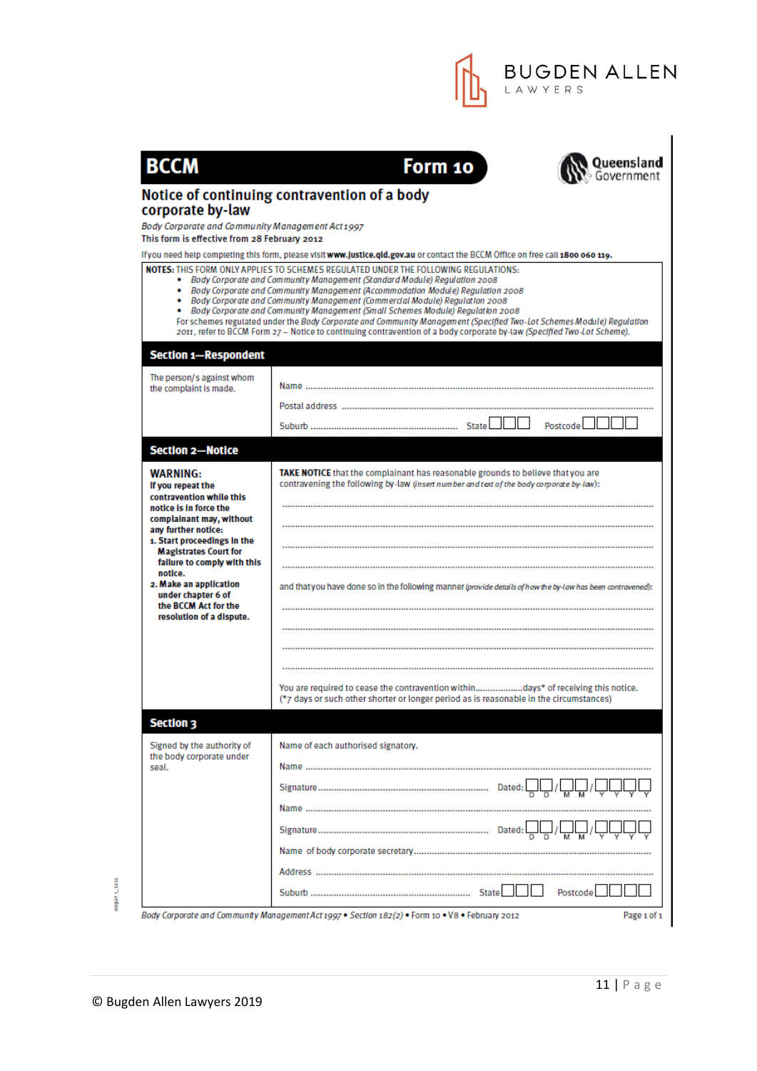**BCCM** **Form 10**

# Notice of continuing contravention of a body corporate by-law

*Body Corporate and Community Management Act 1997*

This form is effective from 28 February 2012

If you need help completing this form, please visit **www.justice.qld.gov.au** or contact the BCCM Office on free call **1800 060 119**.

**NOTES:** THIS FORM ONLY APPLIES TO SCHEMES REGULATED UNDER THE FOLLOWING REGULATIONS:

- *Body Corporate and Community Management (Standard Module) Regulation 2008*
- *Body Corporate and Community Management (Accommodation Module) Regulation 2008*
- *Body Corporate and Community Management (Commercial Module) Regulation 2008*
- *Body Corporate and Community Management (Small Schemes Module) Regulation 2008*

For schemes regulated under the *Body Corporate and Community Management (Specified Two-Lot Schemes Module) Regulation 2011*, refer to BCCM Form 27 – Notice to continuing contravention of a body corporate by-law (*Specified Two-Lot Scheme*).

## Section 1—Respondent

The person/s against whom the complaint is made.

Name ..................................................

Postal address ..................................................

Suburb .................................. State ☐☐☐ Postcode ☐☐☐☐

## Section 2—Notice

**WARNING:**
**If you repeat the contravention while this notice is in force the complainant may, without any further notice:**
1. **Start proceedings in the Magistrates Court for failure to comply with this notice.**
2. **Make an application under chapter 6 of the BCCM Act for the resolution of a dispute.**

**TAKE NOTICE** that the complainant has reasonable grounds to believe that you are contravening the following by-law (*insert number and text of the body corporate by-law*):

..................................................

..................................................

..................................................

..................................................

and that you have done so in the following manner (*provide details of how the by-law has been contravened*):

..................................................

..................................................

..................................................

..................................................

You are required to cease the contravention within..................days* of receiving this notice.
(*7 days or such other shorter or longer period as is reasonable in the circumstances)

## Section 3

Signed by the authority of the body corporate under seal.

Name of each authorised signatory.

Name ..................................................

Signature .................................. Dated: ☐☐/☐☐/☐☐☐☐ (DD/MM/YYYY)

Name ..................................................

Signature .................................. Dated: ☐☐/☐☐/☐☐☐☐ (DD/MM/YYYY)

Name of body corporate secretary..................................................

Address ..................................................

Suburb .................................. State ☐☐☐ Postcode ☐☐☐☐

*Body Corporate and Community Management Act 1997* • *Section 182(2)* • Form 10 • V8 • February 2012

© Bugden Allen Lawyers 2019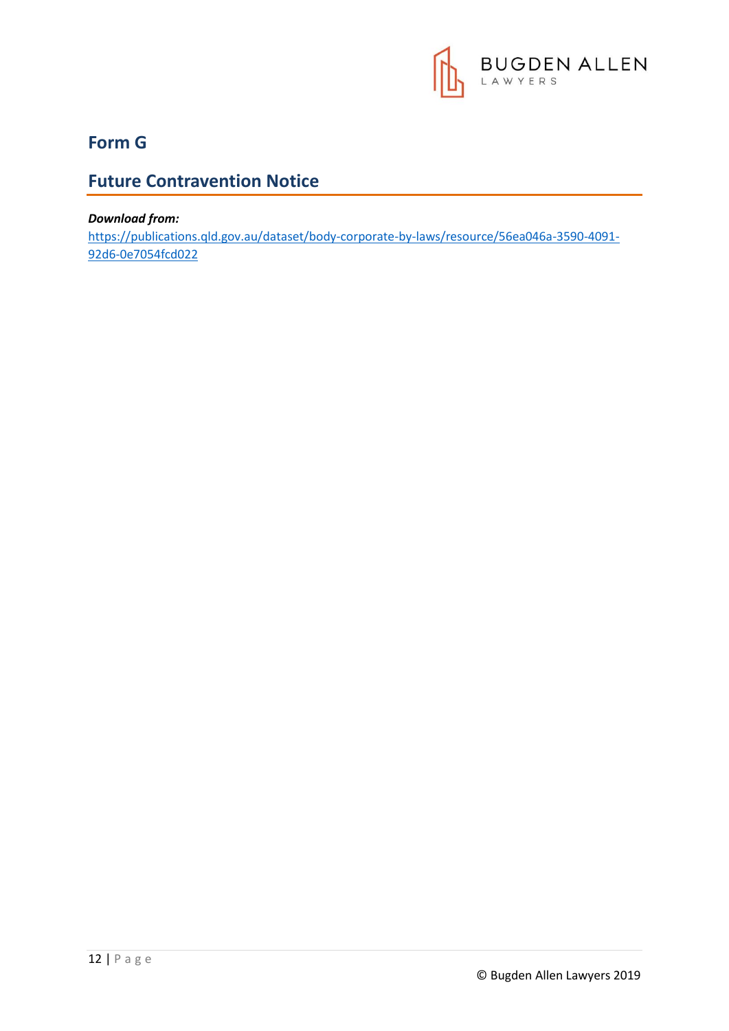## Form G

## Future Contravention Notice

***Download from:***
https://publications.qld.gov.au/dataset/body-corporate-by-laws/resource/56ea046a-3590-4091-92d6-0e7054fcd022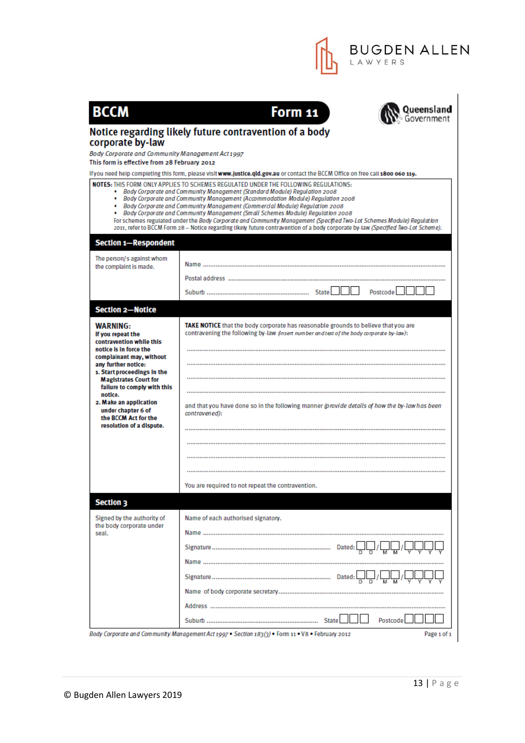# BCCM Form 11

## Notice regarding likely future contravention of a body corporate by-law

*Body Corporate and Community Management Act 1997*

This form is effective from 28 February 2012

If you need help completing this form, please visit **www.justice.qld.gov.au** or contact the BCCM Office on free call **1800 060 119**.

**NOTES:** THIS FORM ONLY APPLIES TO SCHEMES REGULATED UNDER THE FOLLOWING REGULATIONS:

- *Body Corporate and Community Management (Standard Module) Regulation 2008*
- *Body Corporate and Community Management (Accommodation Module) Regulation 2008*
- *Body Corporate and Community Management (Commercial Module) Regulation 2008*
- *Body Corporate and Community Management (Small Schemes Module) Regulation 2008*

For schemes regulated under the *Body Corporate and Community Management (Specified Two-Lot Schemes Module) Regulation 2011*, refer to BCCM Form 28 – Notice regarding likely future contravention of a body corporate by-law *(Specified Two-Lot Scheme)*.

### Section 1—Respondent

The person/s against whom the complaint is made.

Name ..............................................................

Postal address ..............................................................

Suburb .............................. State ☐☐☐ Postcode ☐☐☐☐

### Section 2—Notice

**WARNING:**
**If you repeat the contravention while this notice is in force the complainant may, without any further notice:**
1. **Start proceedings in the Magistrates Court for failure to comply with this notice.**
2. **Make an application under chapter 6 of the BCCM Act for the resolution of a dispute.**

**TAKE NOTICE** that the body corporate has reasonable grounds to believe that you are contravening the following by-law *(insert number and text of the body corporate by-law)*:

..............................................................

..............................................................

..............................................................

..............................................................

and that you have done so in the following manner *(provide details of how the by-law has been contravened)*:

..............................................................

..............................................................

..............................................................

..............................................................

You are required to not repeat the contravention.

### Section 3

Signed by the authority of the body corporate under seal.

Name of each authorised signatory.

Name ..............................................................

Signature .............................. Dated: ☐☐/☐☐/☐☐☐☐ (DD/MM/YYYY)

Name ..............................................................

Signature .............................. Dated: ☐☐/☐☐/☐☐☐☐ (DD/MM/YYYY)

Name of body corporate secretary ..............................................................

Address ..............................................................

Suburb .............................. State ☐☐☐ Postcode ☐☐☐☐

*Body Corporate and Community Management Act 1997* • *Section 183(3)* • Form 11 • V8 • February 2012

© Bugden Allen Lawyers 2019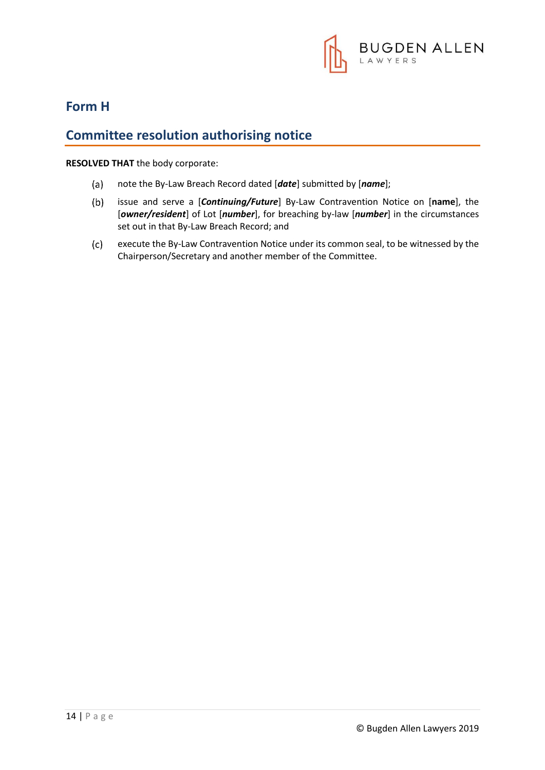# Form H

## Committee resolution authorising notice

**RESOLVED THAT** the body corporate:

(a) note the By-Law Breach Record dated [***date***] submitted by [***name***];

(b) issue and serve a [***Continuing/Future***] By-Law Contravention Notice on [**name**], the [***owner/resident***] of Lot [***number***], for breaching by-law [***number***] in the circumstances set out in that By-Law Breach Record; and

(c) execute the By-Law Contravention Notice under its common seal, to be witnessed by the Chairperson/Secretary and another member of the Committee.

© Bugden Allen Lawyers 2019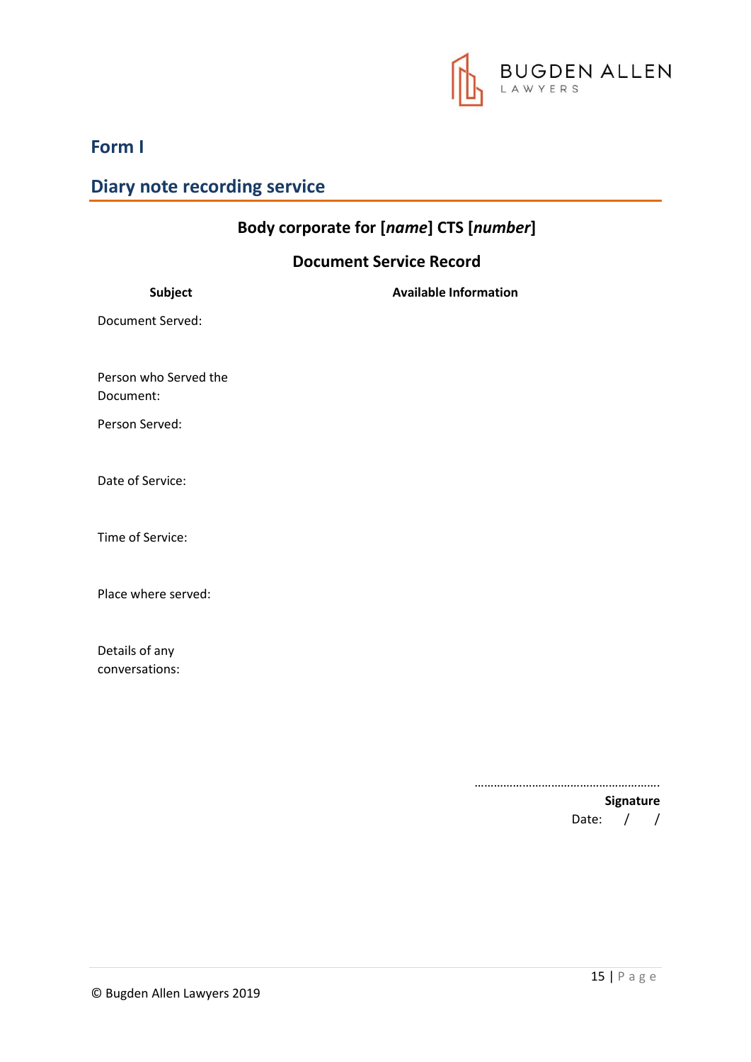## Form I

## Diary note recording service

**Body corporate for [*name*] CTS [*number*]**

**Document Service Record**

| Subject | Available Information |
| --- | --- |
| Document Served: | |
| Person who Served the Document: | |
| Person Served: | |
| Date of Service: | |
| Time of Service: | |
| Place where served: | |
| Details of any conversations: | |

…………………………………………………

**Signature**

Date: / /

© Bugden Allen Lawyers 2019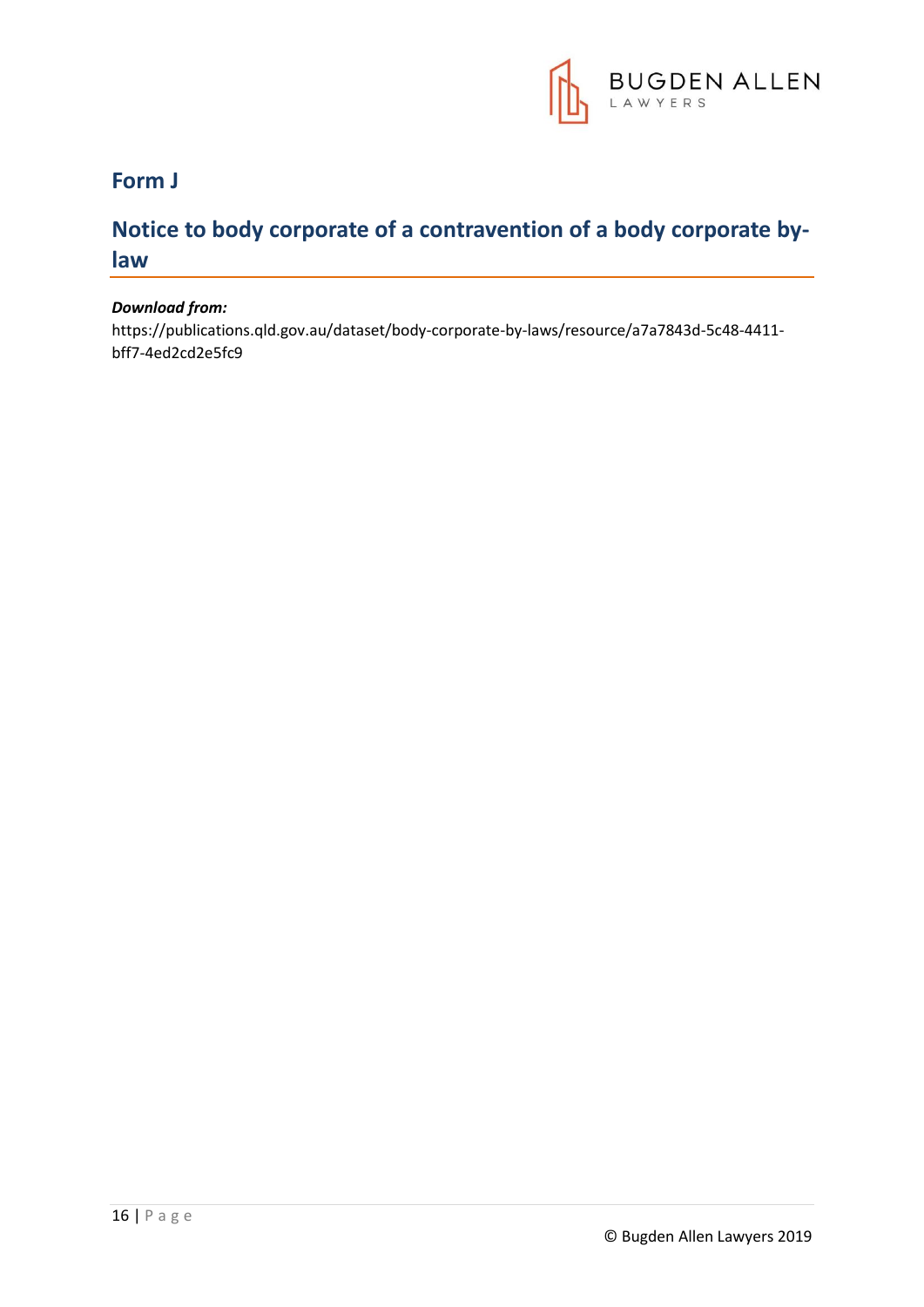## Form J

## Notice to body corporate of a contravention of a body corporate by-law

***Download from:***

https://publications.qld.gov.au/dataset/body-corporate-by-laws/resource/a7a7843d-5c48-4411-bff7-4ed2cd2e5fc9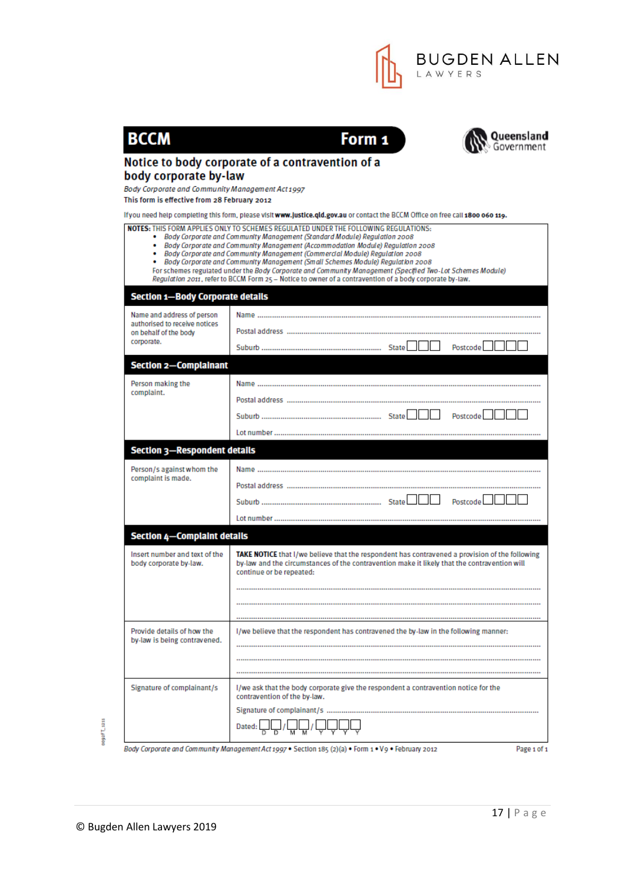# BCCM Form 1

Queensland Government

## Notice to body corporate of a contravention of a body corporate by-law

*Body Corporate and Community Management Act 1997*

**This form is effective from 28 February 2012**

If you need help completing this form, please visit **www.justice.qld.gov.au** or contact the BCCM Office on free call **1800 060 119**.

**NOTES:** THIS FORM APPLIES ONLY TO SCHEMES REGULATED UNDER THE FOLLOWING REGULATIONS:

- *Body Corporate and Community Management (Standard Module) Regulation 2008*
- *Body Corporate and Community Management (Accommodation Module) Regulation 2008*
- *Body Corporate and Community Management (Commercial Module) Regulation 2008*
- *Body Corporate and Community Management (Small Schemes Module) Regulation 2008*

For schemes regulated under the *Body Corporate and Community Management (Specified Two-Lot Schemes Module) Regulation 2011*, refer to BCCM Form 25 – Notice to owner of a contravention of a body corporate by-law.

### Section 1—Body Corporate details

| | |
|---|---|
| Name and address of person authorised to receive notices on behalf of the body corporate. | Name ................................<br>Postal address ................................<br>Suburb ................................ State ☐☐☐ Postcode ☐☐☐☐ |

### Section 2—Complainant

| | |
|---|---|
| Person making the complaint. | Name ................................<br>Postal address ................................<br>Suburb ................................ State ☐☐☐ Postcode ☐☐☐☐<br>Lot number ................................ |

### Section 3—Respondent details

| | |
|---|---|
| Person/s against whom the complaint is made. | Name ................................<br>Postal address ................................<br>Suburb ................................ State ☐☐☐ Postcode ☐☐☐☐<br>Lot number ................................ |

### Section 4—Complaint details

| | |
|---|---|
| Insert number and text of the body corporate by-law. | **TAKE NOTICE** that I/we believe that the respondent has contravened a provision of the following by-law and the circumstances of the contravention make it likely that the contravention will continue or be repeated:<br>................................<br>................................ |
| Provide details of how the by-law is being contravened. | I/we believe that the respondent has contravened the by-law in the following manner:<br>................................<br>................................ |
| Signature of complainant/s | I/we ask that the body corporate give the respondent a contravention notice for the contravention of the by-law.<br>Signature of complainant/s ................................<br>Dated: ☐☐/☐☐/☐☐☐☐ (D D / M M / Y Y Y Y) |

*Body Corporate and Community Management Act 1997* • Section 185 (2)(a) • Form 1 • V9 • February 2012

© Bugden Allen Lawyers 2019